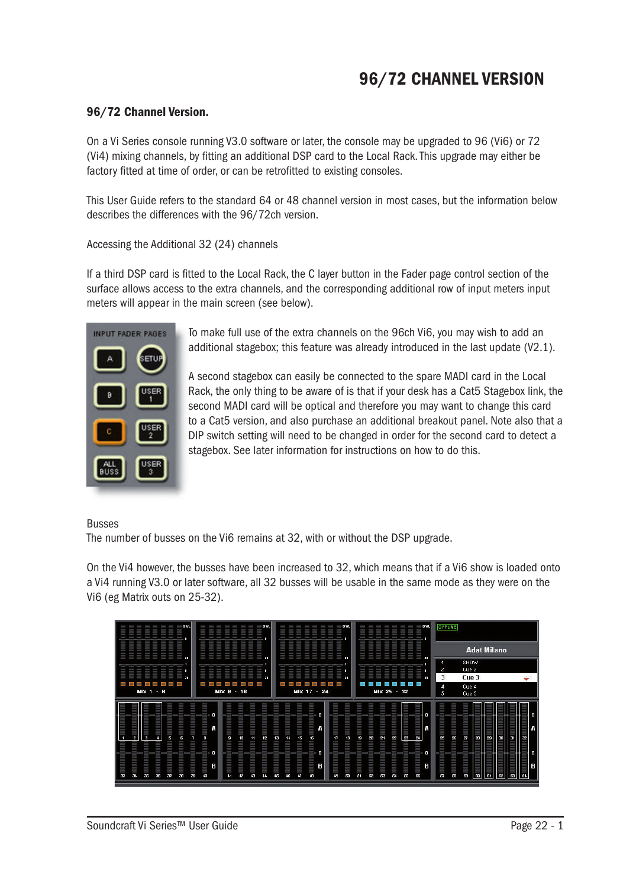# 96/72 CHANNEL VERSION

## 96/72 Channel Version.

On a Vi Series console running V3.0 software or later, the console may be upgraded to 96 (Vi6) or 72 (Vi4) mixing channels, by fitting an additional DSP card to the Local Rack. This upgrade may either be factory fitted at time of order, or can be retrofitted to existing consoles.

This User Guide refers to the standard 64 or 48 channel version in most cases, but the information below describes the differences with the 96/72ch version.

Accessing the Additional 32 (24) channels

If a third DSP card is fitted to the Local Rack, the C layer button in the Fader page control section of the surface allows access to the extra channels, and the corresponding additional row of input meters input meters will appear in the main screen (see below).

To make full use of the extra channels on the 96ch Vi6, you may wish to add an additional stagebox; this feature was already introduced in the last update (V2.1).

A second stagebox can easily be connected to the spare MADI card in the Local Rack, the only thing to be aware of is that if your desk has a Cat5 Stagebox link, the second MADI card will be optical and therefore you may want to change this card to a Cat5 version, and also purchase an additional breakout panel. Note also that a DIP switch setting will need to be changed in order for the second card to detect a stagebox. See later information for instructions on how to do this.

Busses

The number of busses on the Vi6 remains at 32, with or without the DSP upgrade.

On the Vi4 however, the busses have been increased to 32, which means that if a Vi6 show is loaded onto a Vi4 running V3.0 or later software, all 32 busses will be usable in the same mode as they were on the Vi6 (eg Matrix outs on 25-32).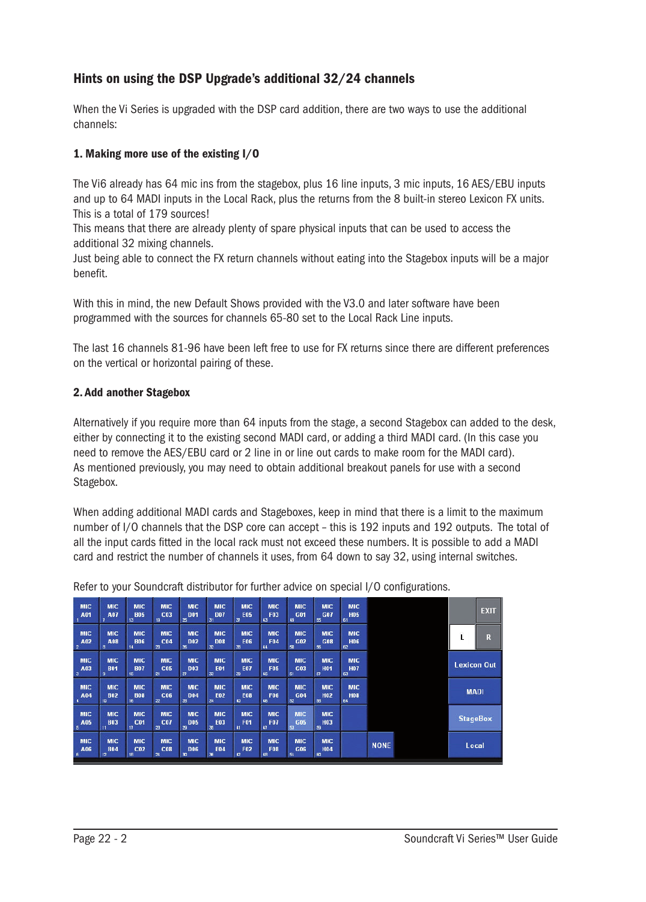## Hints on using the DSP Upgrade's additional 32/24 channels

When the Vi Series is upgraded with the DSP card addition, there are two ways to use the additional channels:

### 1. Making more use of the existing I/O

The Vi6 already has 64 mic ins from the stagebox, plus 16 line inputs, 3 mic inputs, 16 AES/EBU inputs and up to 64 MADI inputs in the Local Rack, plus the returns from the 8 built-in stereo Lexicon FX units. This is a total of 179 sources!

This means that there are already plenty of spare physical inputs that can be used to access the additional 32 mixing channels.

Just being able to connect the FX return channels without eating into the Stagebox inputs will be a major benefit.

With this in mind, the new Default Shows provided with the V3.0 and later software have been programmed with the sources for channels 65-80 set to the Local Rack Line inputs.

The last 16 channels 81-96 have been left free to use for FX returns since there are different preferences on the vertical or horizontal pairing of these.

### 2. Add another Stagebox

Alternatively if you require more than 64 inputs from the stage, a second Stagebox can added to the desk, either by connecting it to the existing second MADI card, or adding a third MADI card. (In this case you need to remove the AES/EBU card or 2 line in or line out cards to make room for the MADI card).

As mentioned previously, you may need to obtain additional breakout panels for use with a second Stagebox.

When adding additional MADI cards and Stageboxes, keep in mind that there is a limit to the maximum number of I/O channels that the DSP core can accept – this is 192 inputs and 192 outputs. The total of all the input cards fitted in the local rack must not exceed these numbers. It is possible to add a MADI card and restrict the number of channels it uses, from 64 down to say 32, using internal switches.

Refer to your Soundcraft distributor for further advice on special I/O configurations.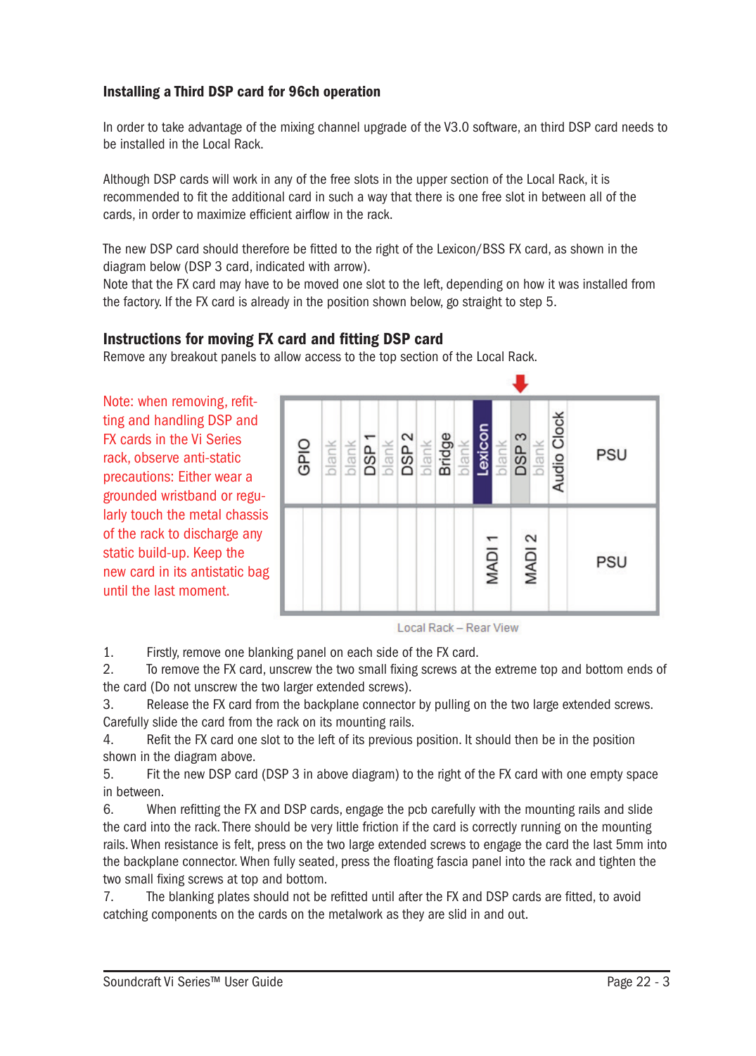### Installing a Third DSP card for 96ch operation

In order to take advantage of the mixing channel upgrade of the V3.0 software, an third DSP card needs to be installed in the Local Rack.

Although DSP cards will work in any of the free slots in the upper section of the Local Rack, it is recommended to fit the additional card in such a way that there is one free slot in between all of the cards, in order to maximize efficient airflow in the rack.

The new DSP card should therefore be fitted to the right of the Lexicon/BSS FX card, as shown in the diagram below (DSP 3 card, indicated with arrow).
Note that the FX card may have to be moved one slot to the left, depending on how it was installed from the factory. If the FX card is already in the position shown below, go straight to step 5.

### Instructions for moving FX card and fitting DSP card

Remove any breakout panels to allow access to the top section of the Local Rack.

Note: when removing, refitting and handling DSP and FX cards in the Vi Series rack, observe anti-static precautions: Either wear a grounded wristband or regularly touch the metal chassis of the rack to discharge any static build-up. Keep the new card in its antistatic bag until the last moment.

Local Rack – Rear View

1. Firstly, remove one blanking panel on each side of the FX card.
2. To remove the FX card, unscrew the two small fixing screws at the extreme top and bottom ends of the card (Do not unscrew the two larger extended screws).
3. Release the FX card from the backplane connector by pulling on the two large extended screws. Carefully slide the card from the rack on its mounting rails.
4. Refit the FX card one slot to the left of its previous position. It should then be in the position shown in the diagram above.
5. Fit the new DSP card (DSP 3 in above diagram) to the right of the FX card with one empty space in between.
6. When refitting the FX and DSP cards, engage the pcb carefully with the mounting rails and slide the card into the rack. There should be very little friction if the card is correctly running on the mounting rails. When resistance is felt, press on the two large extended screws to engage the card the last 5mm into the backplane connector. When fully seated, press the floating fascia panel into the rack and tighten the two small fixing screws at top and bottom.
7. The blanking plates should not be refitted until after the FX and DSP cards are fitted, to avoid catching components on the cards on the metalwork as they are slid in and out.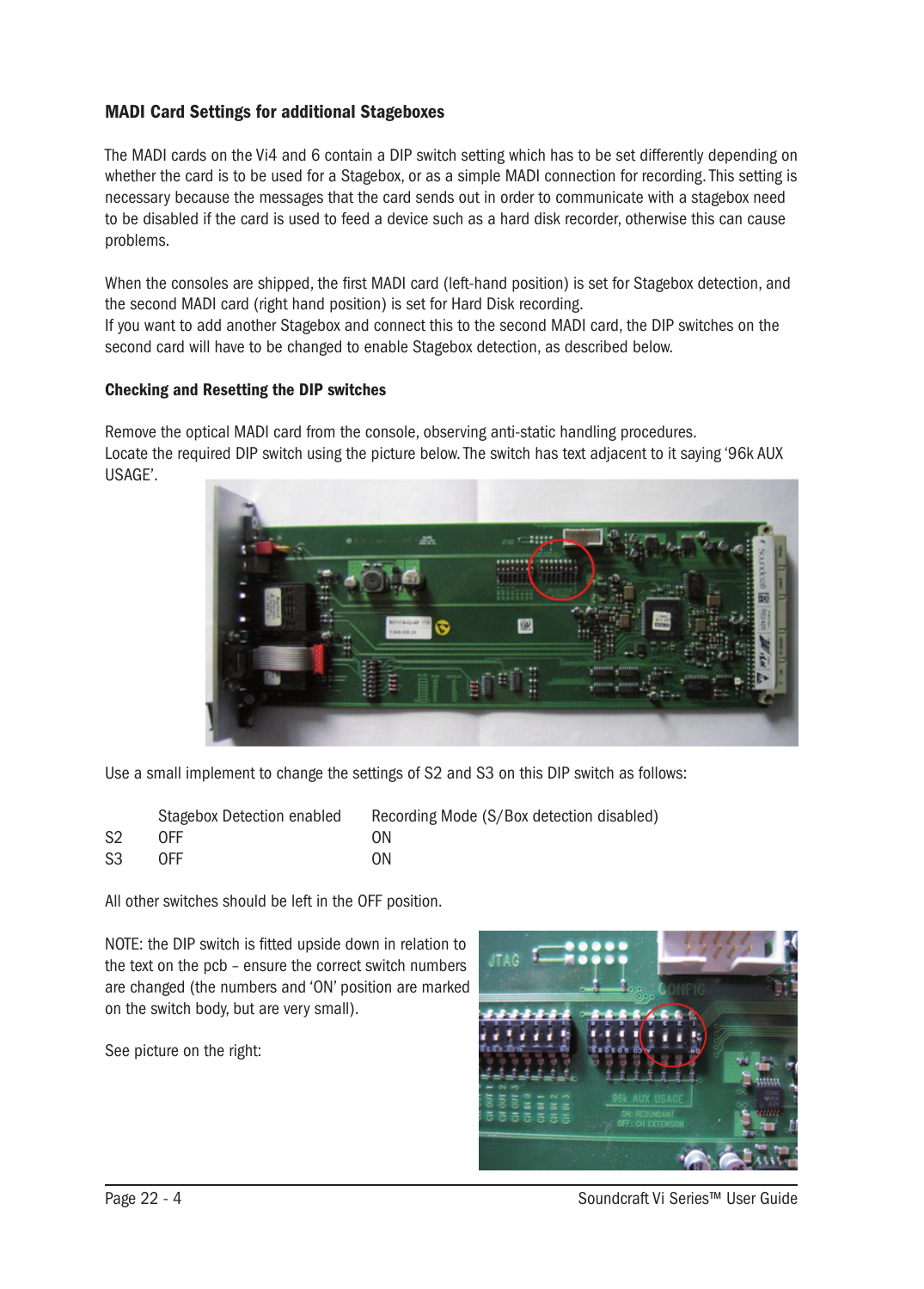## MADI Card Settings for additional Stageboxes

The MADI cards on the Vi4 and 6 contain a DIP switch setting which has to be set differently depending on whether the card is to be used for a Stagebox, or as a simple MADI connection for recording. This setting is necessary because the messages that the card sends out in order to communicate with a stagebox need to be disabled if the card is used to feed a device such as a hard disk recorder, otherwise this can cause problems.

When the consoles are shipped, the first MADI card (left-hand position) is set for Stagebox detection, and the second MADI card (right hand position) is set for Hard Disk recording.
If you want to add another Stagebox and connect this to the second MADI card, the DIP switches on the second card will have to be changed to enable Stagebox detection, as described below.

### Checking and Resetting the DIP switches

Remove the optical MADI card from the console, observing anti-static handling procedures.
Locate the required DIP switch using the picture below. The switch has text adjacent to it saying '96k AUX USAGE'.

Use a small implement to change the settings of S2 and S3 on this DIP switch as follows:

| | Stagebox Detection enabled | Recording Mode (S/Box detection disabled) |
|---|---|---|
| S2 | OFF | ON |
| S3 | OFF | ON |

All other switches should be left in the OFF position.

NOTE: the DIP switch is fitted upside down in relation to the text on the pcb – ensure the correct switch numbers are changed (the numbers and 'ON' position are marked on the switch body, but are very small).

See picture on the right: